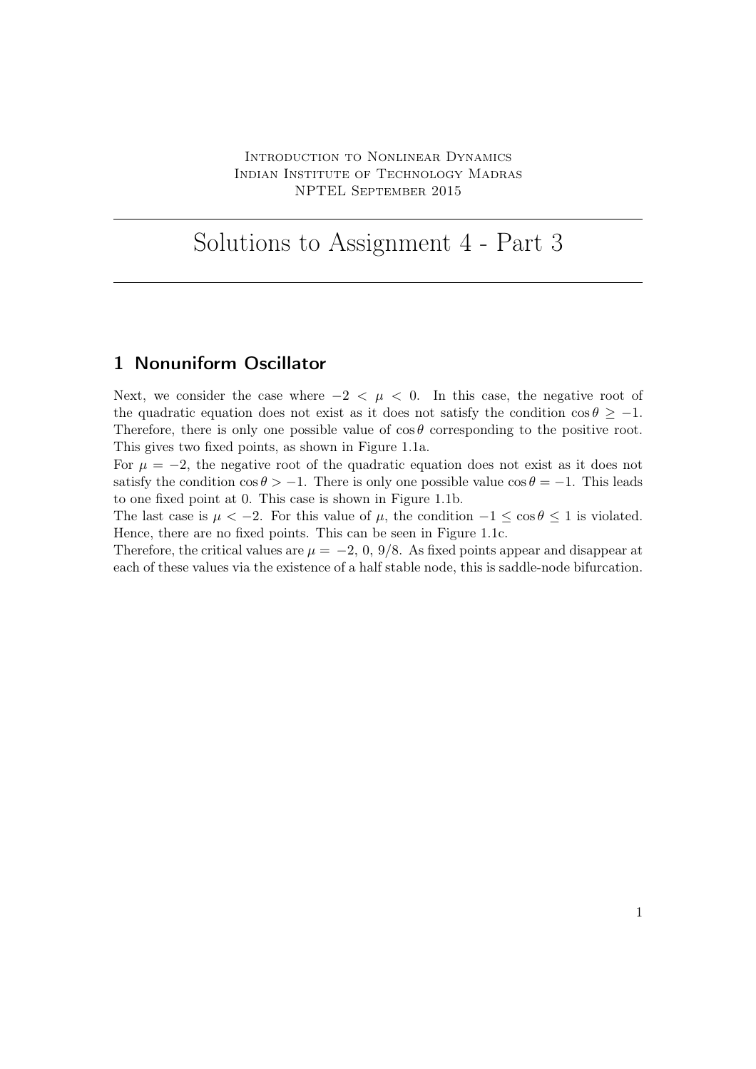Introduction to Nonlinear Dynamics
Indian Institute of Technology Madras
NPTEL September 2015

# Solutions to Assignment 4 - Part 3

## 1 Nonuniform Oscillator

Next, we consider the case where $-2 < \mu < 0$. In this case, the negative root of the quadratic equation does not exist as it does not satisfy the condition $\cos\theta \geq -1$. Therefore, there is only one possible value of $\cos\theta$ corresponding to the positive root. This gives two fixed points, as shown in Figure 1.1a.

For $\mu = -2$, the negative root of the quadratic equation does not exist as it does not satisfy the condition $\cos\theta > -1$. There is only one possible value $\cos\theta = -1$. This leads to one fixed point at 0. This case is shown in Figure 1.1b.

The last case is $\mu < -2$. For this value of $\mu$, the condition $-1 \leq \cos\theta \leq 1$ is violated. Hence, there are no fixed points. This can be seen in Figure 1.1c.

Therefore, the critical values are $\mu = -2, 0, 9/8$. As fixed points appear and disappear at each of these values via the existence of a half stable node, this is saddle-node bifurcation.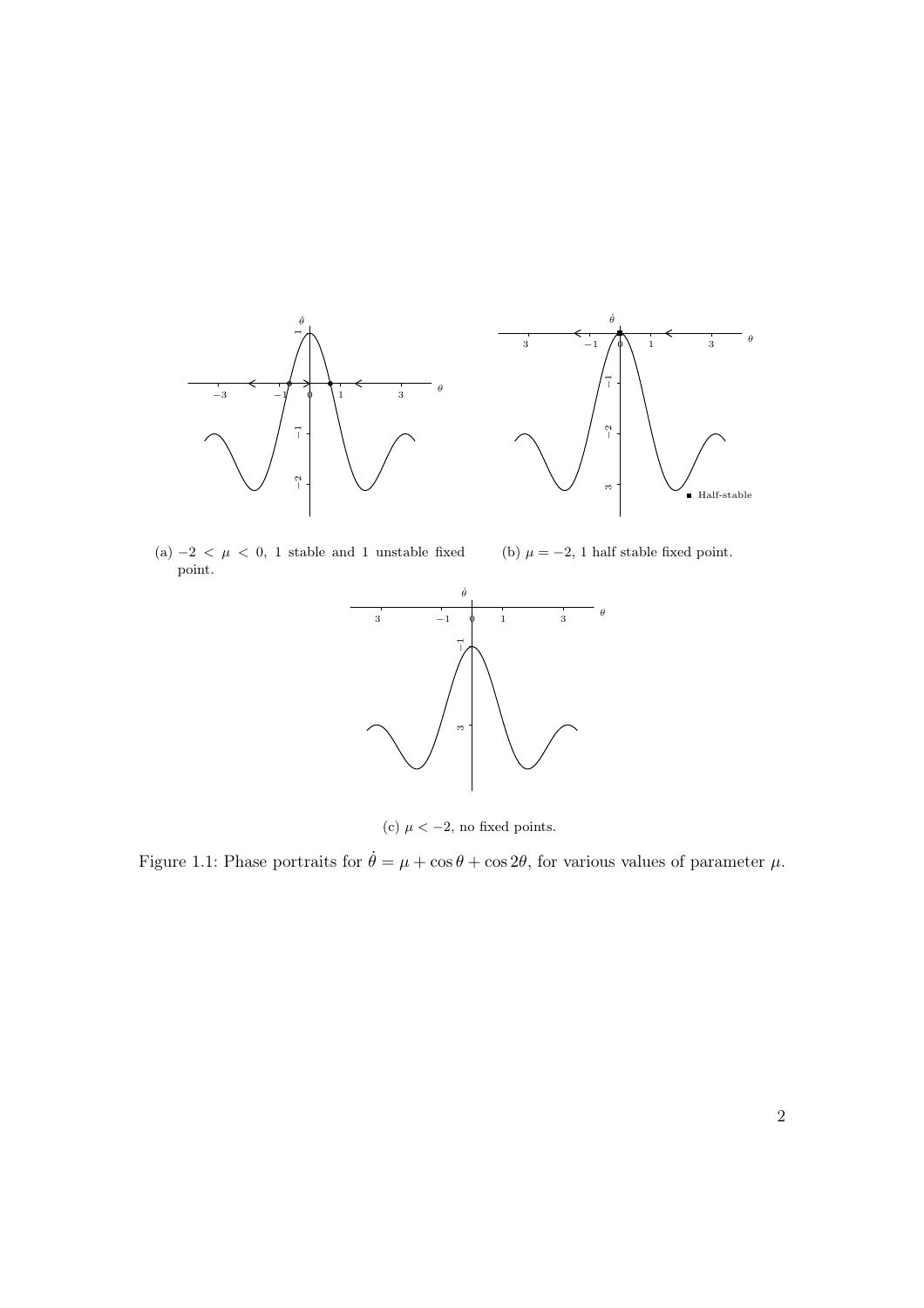$\dot{\theta}$

1

$-3$ $-1$ 0 1 3 $\theta$

$-1$

$-2$

(a) $-2 < \mu < 0$, 1 stable and 1 unstable fixed point.

$\dot{\theta}$

3 $-1$ 0 1 3 $\theta$

$-1$

$-2$

3

Half-stable

(b) $\mu = -2$, 1 half stable fixed point.

$\dot{\theta}$

3 $-1$ 0 1 3 $\theta$

$-1$

3

(c) $\mu < -2$, no fixed points.

Figure 1.1: Phase portraits for $\dot{\theta} = \mu + \cos\theta + \cos 2\theta$, for various values of parameter $\mu$.